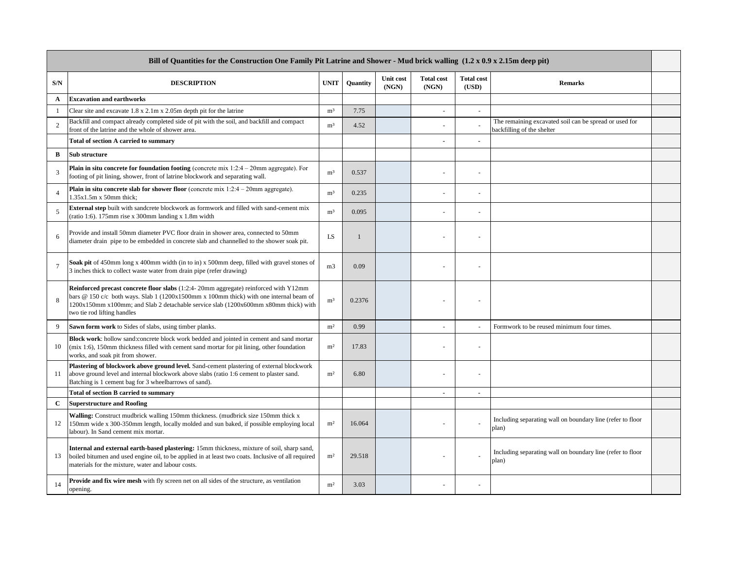| Bill of Quantities for the Construction One Family Pit Latrine and Shower - Mud brick walling (1.2 x 0.9 x 2.15m deep pit) | | | | | | | | |
|---|---|---|---|---|---|---|---|---|
| **S/N** | **DESCRIPTION** | **UNIT** | **Quantity** | **Unit cost (NGN)** | **Total cost (NGN)** | **Total cost (USD)** | **Remarks** | |
| **A** | **Excavation and earthworks** | | | | | | | |
| 1 | Clear site and excavate 1.8 x 2.1m x 2.05m depth pit for the latrine | m³ | 7.75 | | - | - | | |
| 2 | Backfill and compact already completed side of pit with the soil, and backfill and compact front of the latrine and the whole of shower area. | m³ | 4.52 | | - | - | The remaining excavated soil can be spread or used for backfilling of the shelter | |
| | **Total of section A carried to summary** | | | | - | - | | |
| **B** | **Sub structure** | | | | | | | |
| 3 | **Plain in situ concrete for foundation footing** (concrete mix 1:2:4 – 20mm aggregate). For footing of pit lining, shower, front of latrine blockwork and separating wall. | m³ | 0.537 | | - | - | | |
| 4 | **Plain in situ concrete slab for shower floor** (concrete mix 1:2:4 – 20mm aggregate). 1.35x1.5m x 50mm thick; | m³ | 0.235 | | - | - | | |
| 5 | **External step** built with sandcrete blockwork as formwork and filled with sand-cement mix (ratio 1:6). 175mm rise x 300mm landing x 1.8m width | m³ | 0.095 | | - | - | | |
| 6 | Provide and install 50mm diameter PVC floor drain in shower area, connected to 50mm diameter drain pipe to be embedded in concrete slab and channelled to the shower soak pit. | LS | 1 | | - | - | | |
| 7 | **Soak pit** of 450mm long x 400mm width (in to in) x 500mm deep, filled with gravel stones of 3 inches thick to collect waste water from drain pipe (refer drawing) | m3 | 0.09 | | - | - | | |
| 8 | **Reinforced precast concrete floor slabs** (1:2:4- 20mm aggregate) reinforced with Y12mm bars @ 150 c/c both ways. Slab 1 (1200x1500mm x 100mm thick) with one internal beam of 1200x150mm x100mm; and Slab 2 detachable service slab (1200x600mm x80mm thick) with two tie rod lifting handles | m³ | 0.2376 | | - | - | | |
| 9 | **Sawn form work** to Sides of slabs, using timber planks. | m² | 0.99 | | - | - | Formwork to be reused minimum four times. | |
| 10 | **Block work**: hollow sand:concrete block work bedded and jointed in cement and sand mortar (mix 1:6), 150mm thickness filled with cement sand mortar for pit lining, other foundation works, and soak pit from shower. | m² | 17.83 | | - | - | | |
| 11 | **Plastering of blockwork above ground level.** Sand-cement plastering of external blockwork above ground level and internal blockwork above slabs (ratio 1:6 cement to plaster sand. Batching is 1 cement bag for 3 wheelbarrows of sand). | m² | 6.80 | | - | - | | |
| | **Total of section B carried to summary** | | | | - | - | | |
| **C** | **Superstructure and Roofing** | | | | | | | |
| 12 | **Walling:** Construct mudbrick walling 150mm thickness. (mudbrick size 150mm thick x 150mm wide x 300-350mm length, locally molded and sun baked, if possible employing local labour). In Sand cement mix mortar. | m² | 16.064 | | - | - | Including separating wall on boundary line (refer to floor plan) | |
| 13 | **Internal and external earth-based plastering:** 15mm thickness, mixture of soil, sharp sand, boiled bitumen and used engine oil, to be applied in at least two coats. Inclusive of all required materials for the mixture, water and labour costs. | m² | 29.518 | | - | - | Including separating wall on boundary line (refer to floor plan) | |
| 14 | **Provide and fix wire mesh** with fly screen net on all sides of the structure, as ventilation opening. | m² | 3.03 | | - | - | | |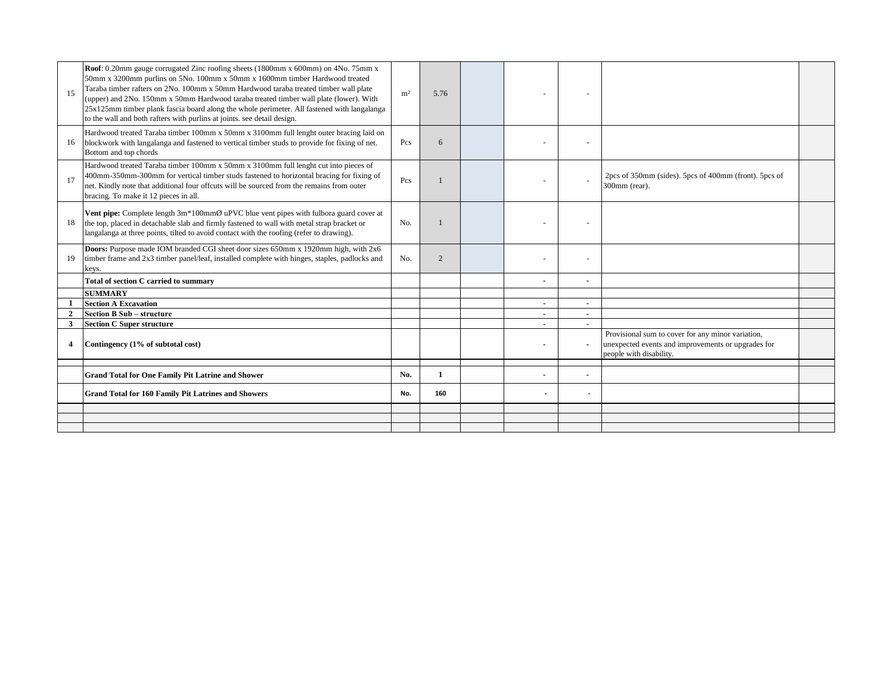| | | | | | | | | |
|---|---|---|---|---|---|---|---|---|
| 15 | **Roof**: 0.20mm gauge corrugated Zinc roofing sheets (1800mm x 600mm) on 4No. 75mm x 50mm x 3200mm purlins on 5No. 100mm x 50mm x 1600mm timber Hardwood treated Taraba timber rafters on 2No. 100mm x 50mm Hardwood taraba treated timber wall plate (upper) and 2No. 150mm x 50mm Hardwood taraba treated timber wall plate (lower). With 25x125mm timber plank fascia board along the whole perimeter. All fastened with langalanga to the wall and both rafters with purlins at joints. see detail design. | m² | 5.76 | | - | - | | |
| 16 | Hardwood treated Taraba timber 100mm x 50mm x 3100mm full lenght outer bracing laid on blockwork with langalanga and fastened to vertical timber studs to provide for fixing of net. Bottom and top chords | Pcs | 6 | | - | - | | |
| 17 | Hardwood treated Taraba timber 100mm x 50mm x 3100mm full lenght cut into pieces of 400mm-350mm-300mm for vertical timber studs fastened to horizontal bracing for fixing of net. Kindly note that additional four offcuts will be sourced from the remains from outer bracing. To make it 12 pieces in all. | Pcs | 1 | | - | - | 2pcs of 350mm (sides). 5pcs of 400mm (front). 5pcs of 300mm (rear). | |
| 18 | **Vent pipe:** Complete length 3m*100mmØ uPVC blue vent pipes with fulbora guard cover at the top, placed in detachable slab and firmly fastened to wall with metal strap bracket or langalanga at three points, tilted to avoid contact with the roofing (refer to drawing). | No. | 1 | | - | - | | |
| 19 | **Doors:** Purpose made IOM branded CGI sheet door sizes 650mm x 1920mm high, with 2x6 timber frame and 2x3 timber panel/leaf, installed complete with hinges, staples, padlocks and keys. | No. | 2 | | - | - | | |
| | **Total of section C carried to summary** | | | | - | - | | |
| | **SUMMARY** | | | | | | | |
| **1** | **Section A Excavation** | | | | - | - | | |
| **2** | **Section B Sub – structure** | | | | - | - | | |
| **3** | **Section C Super structure** | | | | - | - | | |
| **4** | **Contingency (1% of subtotal cost)** | | | | - | - | Provisional sum to cover for any minor variation, unexpected events and improvements or upgrades for people with disability. | |
| | | | | | | | | |
| | **Grand Total for One Family Pit Latrine and Shower** | **No.** | **1** | | - | - | | |
| | **Grand Total for 160 Family Pit Latrines and Showers** | **No.** | **160** | | - | - | | |